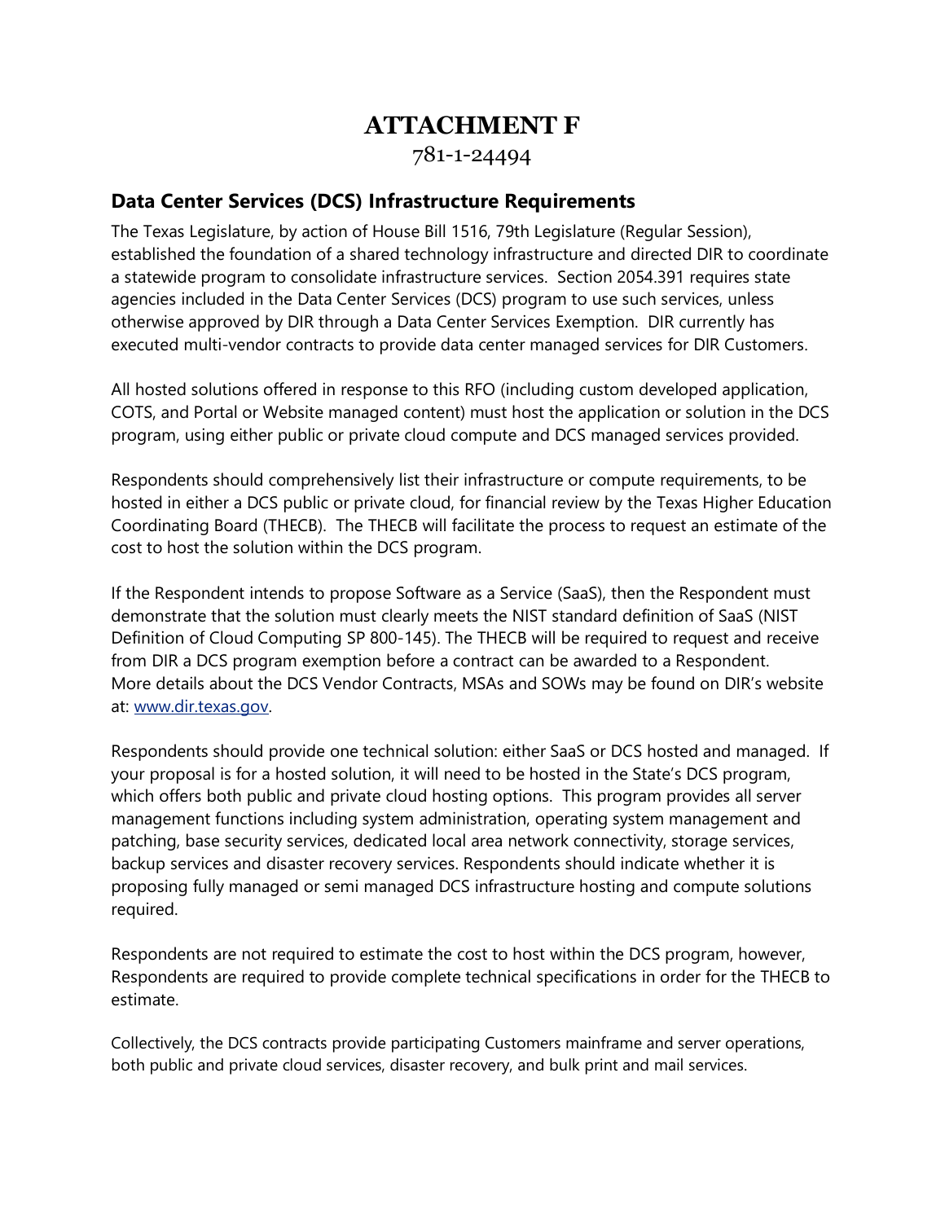# ATTACHMENT F

781-1-24494

## Data Center Services (DCS) Infrastructure Requirements

The Texas Legislature, by action of House Bill 1516, 79th Legislature (Regular Session), established the foundation of a shared technology infrastructure and directed DIR to coordinate a statewide program to consolidate infrastructure services. Section 2054.391 requires state agencies included in the Data Center Services (DCS) program to use such services, unless otherwise approved by DIR through a Data Center Services Exemption. DIR currently has executed multi-vendor contracts to provide data center managed services for DIR Customers.

All hosted solutions offered in response to this RFO (including custom developed application, COTS, and Portal or Website managed content) must host the application or solution in the DCS program, using either public or private cloud compute and DCS managed services provided.

Respondents should comprehensively list their infrastructure or compute requirements, to be hosted in either a DCS public or private cloud, for financial review by the Texas Higher Education Coordinating Board (THECB). The THECB will facilitate the process to request an estimate of the cost to host the solution within the DCS program.

If the Respondent intends to propose Software as a Service (SaaS), then the Respondent must demonstrate that the solution must clearly meets the NIST standard definition of SaaS (NIST Definition of Cloud Computing SP 800-145). The THECB will be required to request and receive from DIR a DCS program exemption before a contract can be awarded to a Respondent. More details about the DCS Vendor Contracts, MSAs and SOWs may be found on DIR's website at: [www.dir.texas.gov](http://www.dir.texas.gov).

Respondents should provide one technical solution: either SaaS or DCS hosted and managed. If your proposal is for a hosted solution, it will need to be hosted in the State's DCS program, which offers both public and private cloud hosting options. This program provides all server management functions including system administration, operating system management and patching, base security services, dedicated local area network connectivity, storage services, backup services and disaster recovery services. Respondents should indicate whether it is proposing fully managed or semi managed DCS infrastructure hosting and compute solutions required.

Respondents are not required to estimate the cost to host within the DCS program, however, Respondents are required to provide complete technical specifications in order for the THECB to estimate.

Collectively, the DCS contracts provide participating Customers mainframe and server operations, both public and private cloud services, disaster recovery, and bulk print and mail services.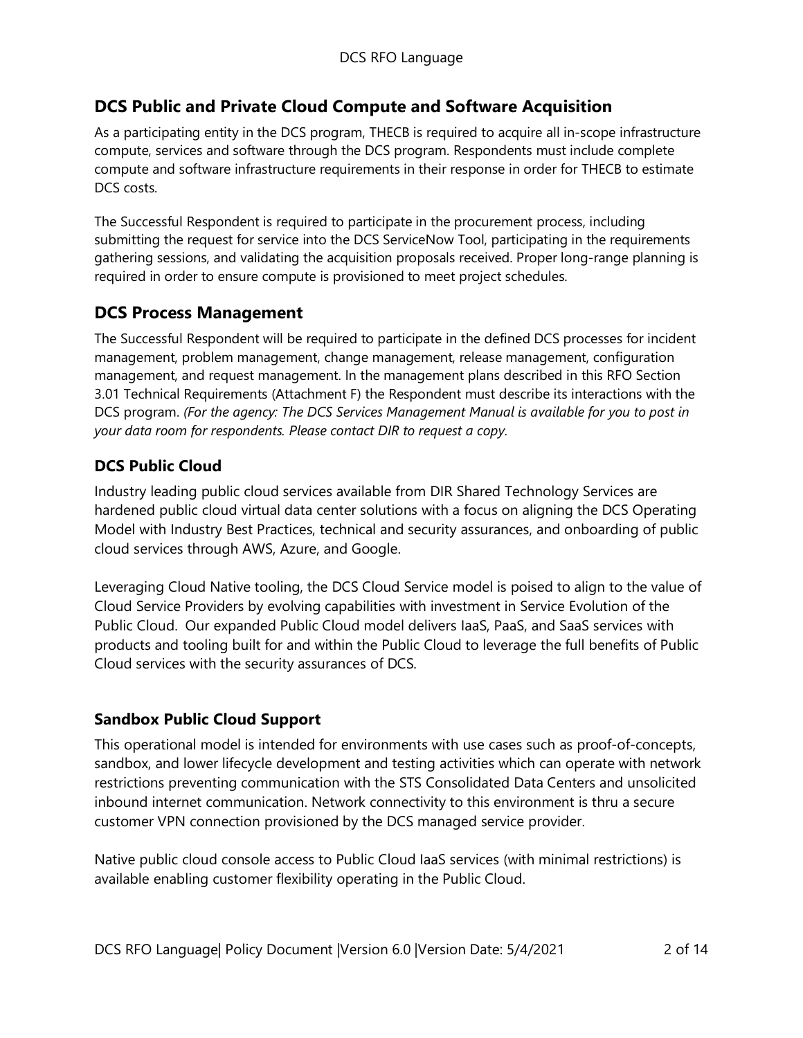## DCS Public and Private Cloud Compute and Software Acquisition

As a participating entity in the DCS program, THECB is required to acquire all in-scope infrastructure compute, services and software through the DCS program. Respondents must include complete compute and software infrastructure requirements in their response in order for THECB to estimate DCS costs.

The Successful Respondent is required to participate in the procurement process, including submitting the request for service into the DCS ServiceNow Tool, participating in the requirements gathering sessions, and validating the acquisition proposals received. Proper long-range planning is required in order to ensure compute is provisioned to meet project schedules.

## DCS Process Management

The Successful Respondent will be required to participate in the defined DCS processes for incident management, problem management, change management, release management, configuration management, and request management. In the management plans described in this RFO Section 3.01 Technical Requirements (Attachment F) the Respondent must describe its interactions with the DCS program. *(For the agency: The DCS Services Management Manual is available for you to post in your data room for respondents. Please contact DIR to request a copy.*

### DCS Public Cloud

Industry leading public cloud services available from DIR Shared Technology Services are hardened public cloud virtual data center solutions with a focus on aligning the DCS Operating Model with Industry Best Practices, technical and security assurances, and onboarding of public cloud services through AWS, Azure, and Google.

Leveraging Cloud Native tooling, the DCS Cloud Service model is poised to align to the value of Cloud Service Providers by evolving capabilities with investment in Service Evolution of the Public Cloud. Our expanded Public Cloud model delivers IaaS, PaaS, and SaaS services with products and tooling built for and within the Public Cloud to leverage the full benefits of Public Cloud services with the security assurances of DCS.

### Sandbox Public Cloud Support

This operational model is intended for environments with use cases such as proof-of-concepts, sandbox, and lower lifecycle development and testing activities which can operate with network restrictions preventing communication with the STS Consolidated Data Centers and unsolicited inbound internet communication. Network connectivity to this environment is thru a secure customer VPN connection provisioned by the DCS managed service provider.

Native public cloud console access to Public Cloud IaaS services (with minimal restrictions) is available enabling customer flexibility operating in the Public Cloud.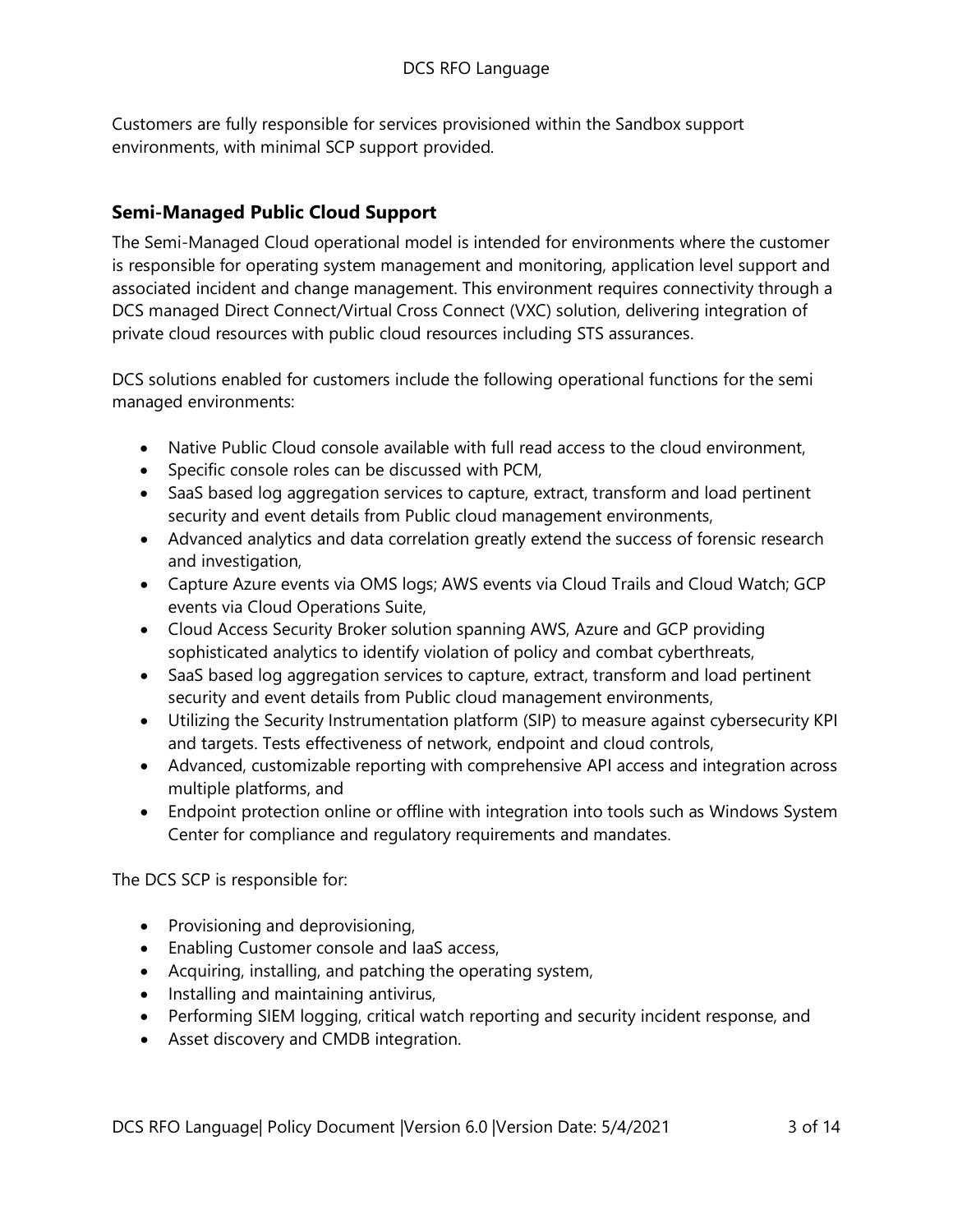Customers are fully responsible for services provisioned within the Sandbox support environments, with minimal SCP support provided.

### Semi-Managed Public Cloud Support

The Semi-Managed Cloud operational model is intended for environments where the customer is responsible for operating system management and monitoring, application level support and associated incident and change management. This environment requires connectivity through a DCS managed Direct Connect/Virtual Cross Connect (VXC) solution, delivering integration of private cloud resources with public cloud resources including STS assurances.

DCS solutions enabled for customers include the following operational functions for the semi managed environments:

- Native Public Cloud console available with full read access to the cloud environment,
- Specific console roles can be discussed with PCM,
- SaaS based log aggregation services to capture, extract, transform and load pertinent security and event details from Public cloud management environments,
- Advanced analytics and data correlation greatly extend the success of forensic research and investigation,
- Capture Azure events via OMS logs; AWS events via Cloud Trails and Cloud Watch; GCP events via Cloud Operations Suite,
- Cloud Access Security Broker solution spanning AWS, Azure and GCP providing sophisticated analytics to identify violation of policy and combat cyberthreats,
- SaaS based log aggregation services to capture, extract, transform and load pertinent security and event details from Public cloud management environments,
- Utilizing the Security Instrumentation platform (SIP) to measure against cybersecurity KPI and targets. Tests effectiveness of network, endpoint and cloud controls,
- Advanced, customizable reporting with comprehensive API access and integration across multiple platforms, and
- Endpoint protection online or offline with integration into tools such as Windows System Center for compliance and regulatory requirements and mandates.

The DCS SCP is responsible for:

- Provisioning and deprovisioning,
- Enabling Customer console and IaaS access,
- Acquiring, installing, and patching the operating system,
- Installing and maintaining antivirus,
- Performing SIEM logging, critical watch reporting and security incident response, and
- Asset discovery and CMDB integration.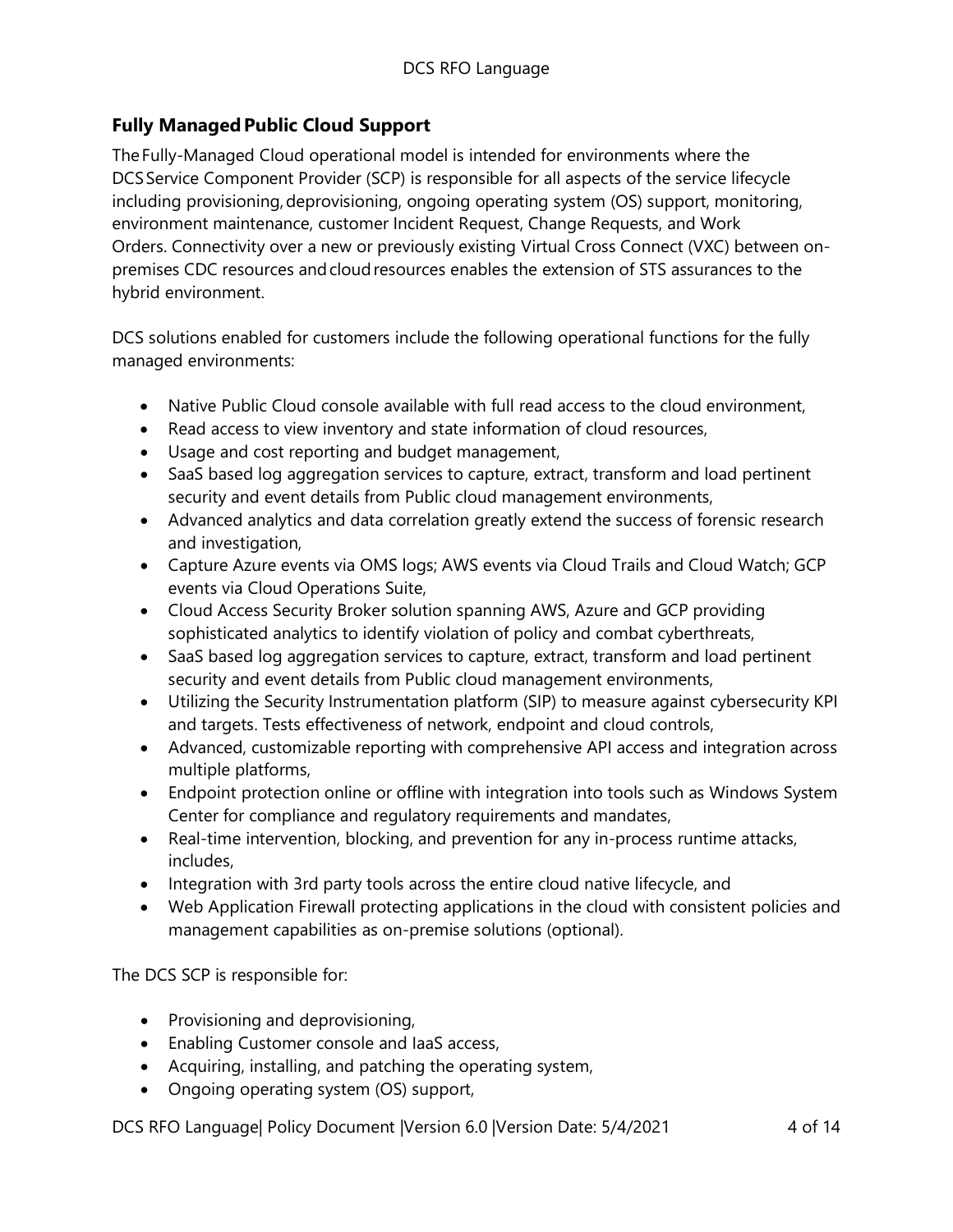## Fully Managed Public Cloud Support

The Fully-Managed Cloud operational model is intended for environments where the DCS Service Component Provider (SCP) is responsible for all aspects of the service lifecycle including provisioning, deprovisioning, ongoing operating system (OS) support, monitoring, environment maintenance, customer Incident Request, Change Requests, and Work Orders. Connectivity over a new or previously existing Virtual Cross Connect (VXC) between on-premises CDC resources and cloud resources enables the extension of STS assurances to the hybrid environment.

DCS solutions enabled for customers include the following operational functions for the fully managed environments:

- Native Public Cloud console available with full read access to the cloud environment,
- Read access to view inventory and state information of cloud resources,
- Usage and cost reporting and budget management,
- SaaS based log aggregation services to capture, extract, transform and load pertinent security and event details from Public cloud management environments,
- Advanced analytics and data correlation greatly extend the success of forensic research and investigation,
- Capture Azure events via OMS logs; AWS events via Cloud Trails and Cloud Watch; GCP events via Cloud Operations Suite,
- Cloud Access Security Broker solution spanning AWS, Azure and GCP providing sophisticated analytics to identify violation of policy and combat cyberthreats,
- SaaS based log aggregation services to capture, extract, transform and load pertinent security and event details from Public cloud management environments,
- Utilizing the Security Instrumentation platform (SIP) to measure against cybersecurity KPI and targets. Tests effectiveness of network, endpoint and cloud controls,
- Advanced, customizable reporting with comprehensive API access and integration across multiple platforms,
- Endpoint protection online or offline with integration into tools such as Windows System Center for compliance and regulatory requirements and mandates,
- Real-time intervention, blocking, and prevention for any in-process runtime attacks, includes,
- Integration with 3rd party tools across the entire cloud native lifecycle, and
- Web Application Firewall protecting applications in the cloud with consistent policies and management capabilities as on-premise solutions (optional).

The DCS SCP is responsible for:

- Provisioning and deprovisioning,
- Enabling Customer console and IaaS access,
- Acquiring, installing, and patching the operating system,
- Ongoing operating system (OS) support,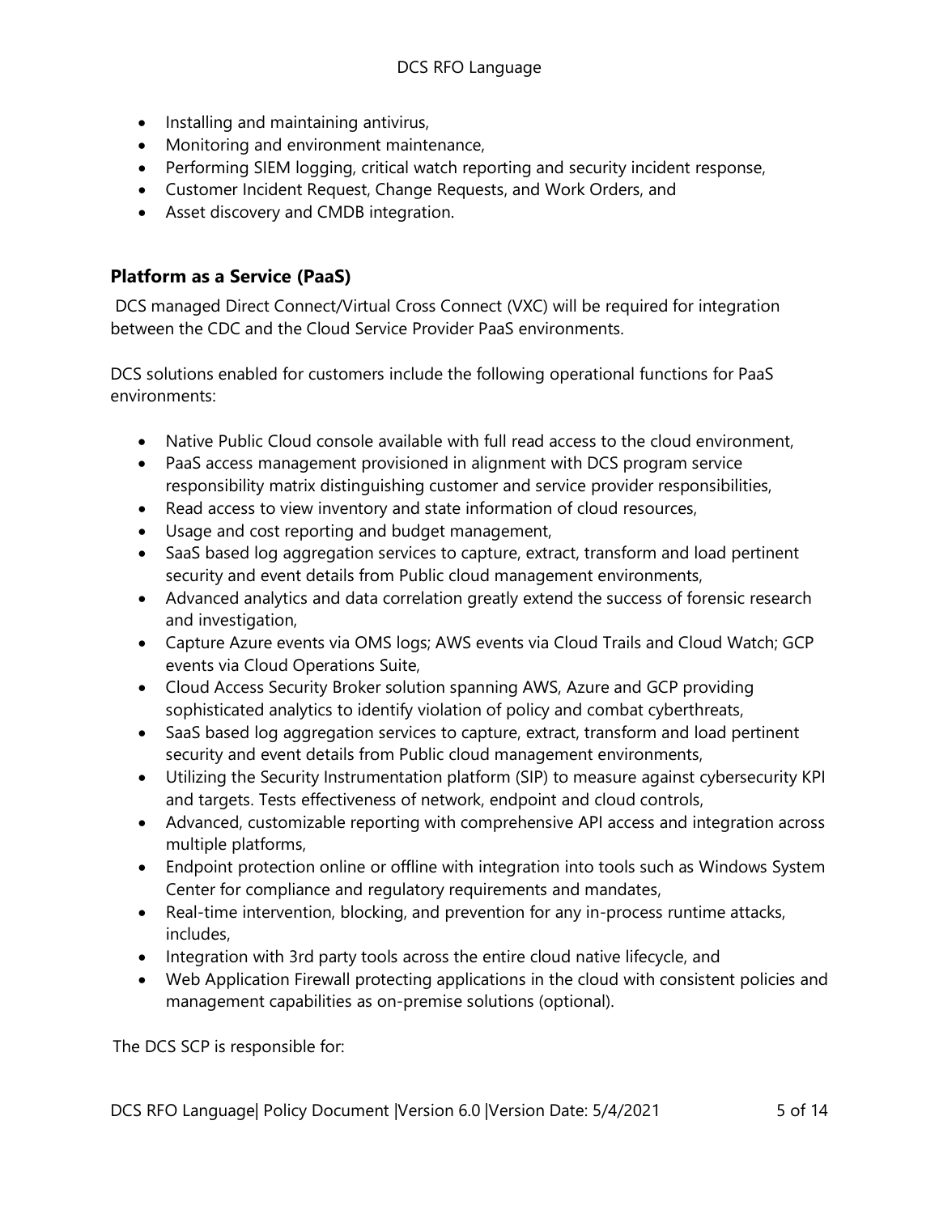- Installing and maintaining antivirus,
- Monitoring and environment maintenance,
- Performing SIEM logging, critical watch reporting and security incident response,
- Customer Incident Request, Change Requests, and Work Orders, and
- Asset discovery and CMDB integration.

## Platform as a Service (PaaS)

DCS managed Direct Connect/Virtual Cross Connect (VXC) will be required for integration between the CDC and the Cloud Service Provider PaaS environments.

DCS solutions enabled for customers include the following operational functions for PaaS environments:

- Native Public Cloud console available with full read access to the cloud environment,
- PaaS access management provisioned in alignment with DCS program service responsibility matrix distinguishing customer and service provider responsibilities,
- Read access to view inventory and state information of cloud resources,
- Usage and cost reporting and budget management,
- SaaS based log aggregation services to capture, extract, transform and load pertinent security and event details from Public cloud management environments,
- Advanced analytics and data correlation greatly extend the success of forensic research and investigation,
- Capture Azure events via OMS logs; AWS events via Cloud Trails and Cloud Watch; GCP events via Cloud Operations Suite,
- Cloud Access Security Broker solution spanning AWS, Azure and GCP providing sophisticated analytics to identify violation of policy and combat cyberthreats,
- SaaS based log aggregation services to capture, extract, transform and load pertinent security and event details from Public cloud management environments,
- Utilizing the Security Instrumentation platform (SIP) to measure against cybersecurity KPI and targets. Tests effectiveness of network, endpoint and cloud controls,
- Advanced, customizable reporting with comprehensive API access and integration across multiple platforms,
- Endpoint protection online or offline with integration into tools such as Windows System Center for compliance and regulatory requirements and mandates,
- Real-time intervention, blocking, and prevention for any in-process runtime attacks, includes,
- Integration with 3rd party tools across the entire cloud native lifecycle, and
- Web Application Firewall protecting applications in the cloud with consistent policies and management capabilities as on-premise solutions (optional).

The DCS SCP is responsible for: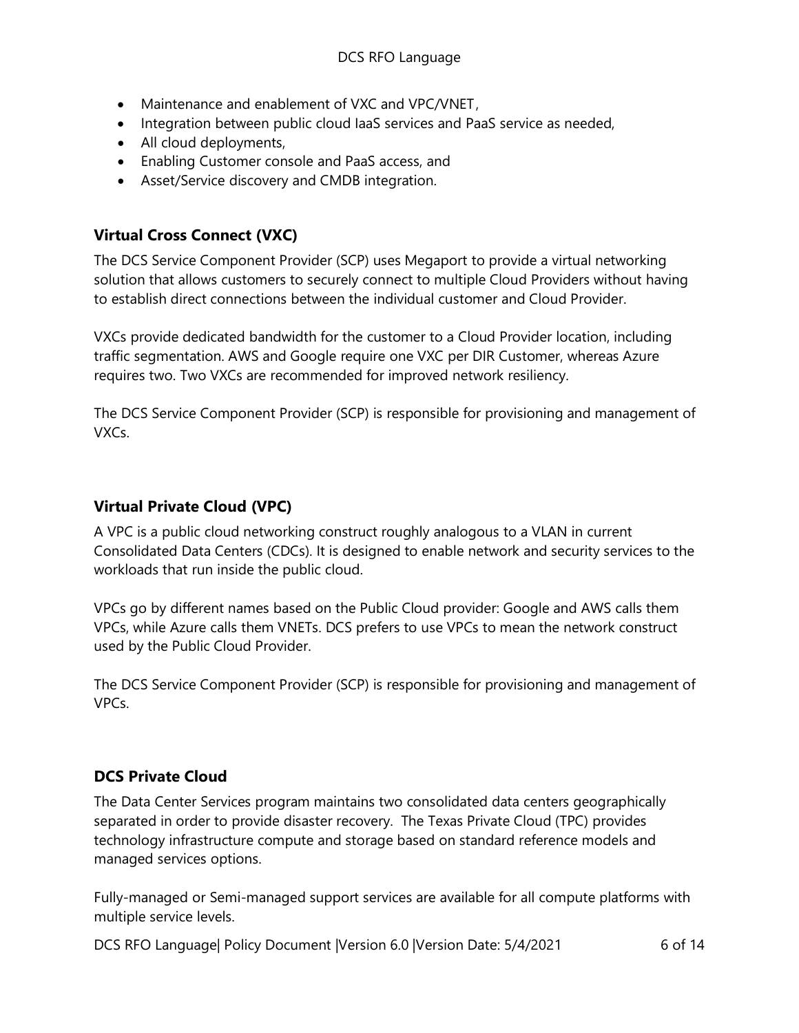- Maintenance and enablement of VXC and VPC/VNET,
- Integration between public cloud IaaS services and PaaS service as needed,
- All cloud deployments,
- Enabling Customer console and PaaS access, and
- Asset/Service discovery and CMDB integration.

### Virtual Cross Connect (VXC)

The DCS Service Component Provider (SCP) uses Megaport to provide a virtual networking solution that allows customers to securely connect to multiple Cloud Providers without having to establish direct connections between the individual customer and Cloud Provider.

VXCs provide dedicated bandwidth for the customer to a Cloud Provider location, including traffic segmentation. AWS and Google require one VXC per DIR Customer, whereas Azure requires two. Two VXCs are recommended for improved network resiliency.

The DCS Service Component Provider (SCP) is responsible for provisioning and management of VXCs.

### Virtual Private Cloud (VPC)

A VPC is a public cloud networking construct roughly analogous to a VLAN in current Consolidated Data Centers (CDCs). It is designed to enable network and security services to the workloads that run inside the public cloud.

VPCs go by different names based on the Public Cloud provider: Google and AWS calls them VPCs, while Azure calls them VNETs. DCS prefers to use VPCs to mean the network construct used by the Public Cloud Provider.

The DCS Service Component Provider (SCP) is responsible for provisioning and management of VPCs.

### DCS Private Cloud

The Data Center Services program maintains two consolidated data centers geographically separated in order to provide disaster recovery. The Texas Private Cloud (TPC) provides technology infrastructure compute and storage based on standard reference models and managed services options.

Fully-managed or Semi-managed support services are available for all compute platforms with multiple service levels.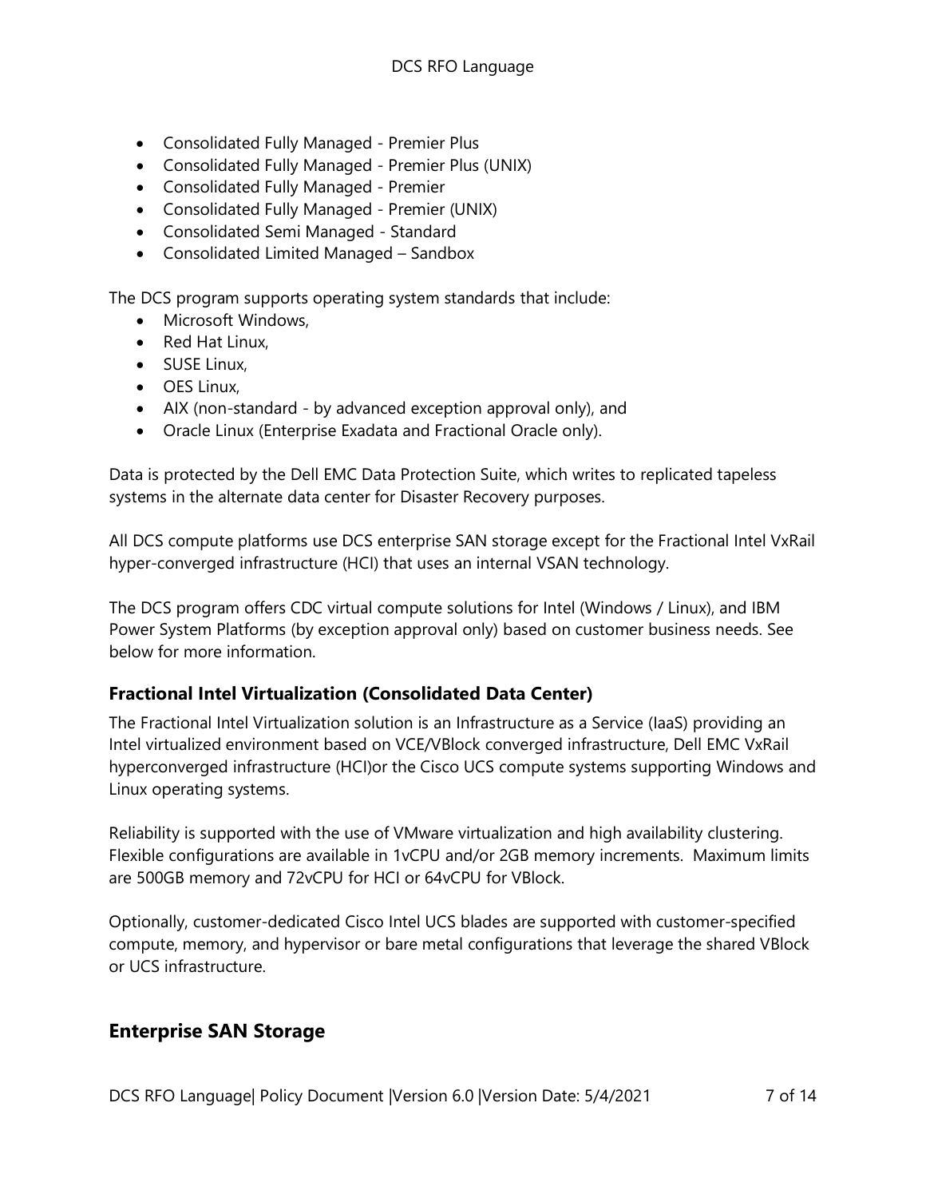- Consolidated Fully Managed - Premier Plus
- Consolidated Fully Managed - Premier Plus (UNIX)
- Consolidated Fully Managed - Premier
- Consolidated Fully Managed - Premier (UNIX)
- Consolidated Semi Managed - Standard
- Consolidated Limited Managed – Sandbox

The DCS program supports operating system standards that include:

- Microsoft Windows,
- Red Hat Linux,
- SUSE Linux,
- OES Linux,
- AIX (non-standard - by advanced exception approval only), and
- Oracle Linux (Enterprise Exadata and Fractional Oracle only).

Data is protected by the Dell EMC Data Protection Suite, which writes to replicated tapeless systems in the alternate data center for Disaster Recovery purposes.

All DCS compute platforms use DCS enterprise SAN storage except for the Fractional Intel VxRail hyper-converged infrastructure (HCI) that uses an internal VSAN technology.

The DCS program offers CDC virtual compute solutions for Intel (Windows / Linux), and IBM Power System Platforms (by exception approval only) based on customer business needs. See below for more information.

### Fractional Intel Virtualization (Consolidated Data Center)

The Fractional Intel Virtualization solution is an Infrastructure as a Service (IaaS) providing an Intel virtualized environment based on VCE/VBlock converged infrastructure, Dell EMC VxRail hyperconverged infrastructure (HCI)or the Cisco UCS compute systems supporting Windows and Linux operating systems.

Reliability is supported with the use of VMware virtualization and high availability clustering. Flexible configurations are available in 1vCPU and/or 2GB memory increments. Maximum limits are 500GB memory and 72vCPU for HCI or 64vCPU for VBlock.

Optionally, customer-dedicated Cisco Intel UCS blades are supported with customer-specified compute, memory, and hypervisor or bare metal configurations that leverage the shared VBlock or UCS infrastructure.

## Enterprise SAN Storage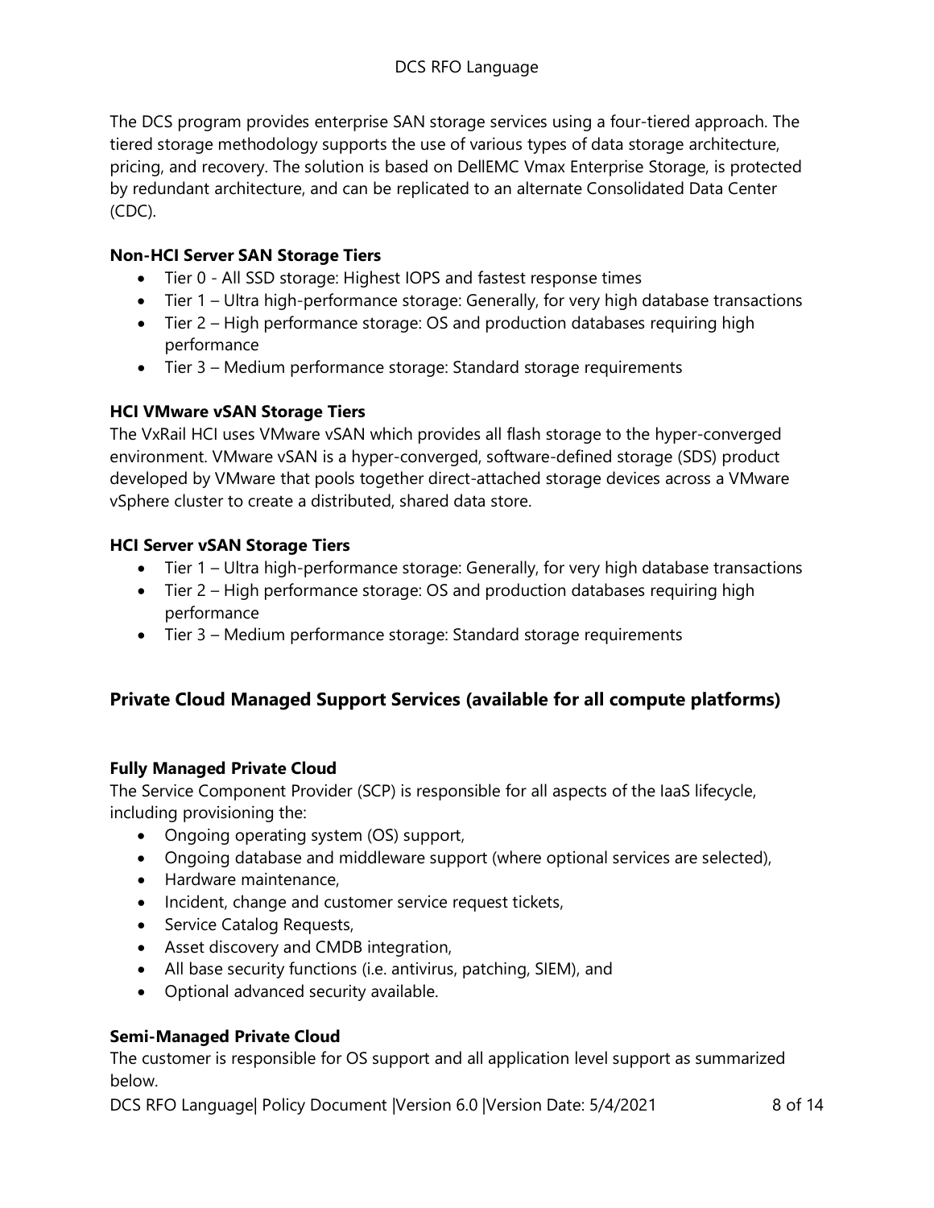The DCS program provides enterprise SAN storage services using a four-tiered approach. The tiered storage methodology supports the use of various types of data storage architecture, pricing, and recovery. The solution is based on DellEMC Vmax Enterprise Storage, is protected by redundant architecture, and can be replicated to an alternate Consolidated Data Center (CDC).

**Non-HCI Server SAN Storage Tiers**

- Tier 0 - All SSD storage: Highest IOPS and fastest response times
- Tier 1 – Ultra high-performance storage: Generally, for very high database transactions
- Tier 2 – High performance storage: OS and production databases requiring high performance
- Tier 3 – Medium performance storage: Standard storage requirements

**HCI VMware vSAN Storage Tiers**

The VxRail HCI uses VMware vSAN which provides all flash storage to the hyper-converged environment. VMware vSAN is a hyper-converged, software-defined storage (SDS) product developed by VMware that pools together direct-attached storage devices across a VMware vSphere cluster to create a distributed, shared data store.

**HCI Server vSAN Storage Tiers**

- Tier 1 – Ultra high-performance storage: Generally, for very high database transactions
- Tier 2 – High performance storage: OS and production databases requiring high performance
- Tier 3 – Medium performance storage: Standard storage requirements

## Private Cloud Managed Support Services (available for all compute platforms)

**Fully Managed Private Cloud**

The Service Component Provider (SCP) is responsible for all aspects of the IaaS lifecycle, including provisioning the:

- Ongoing operating system (OS) support,
- Ongoing database and middleware support (where optional services are selected),
- Hardware maintenance,
- Incident, change and customer service request tickets,
- Service Catalog Requests,
- Asset discovery and CMDB integration,
- All base security functions (i.e. antivirus, patching, SIEM), and
- Optional advanced security available.

**Semi-Managed Private Cloud**

The customer is responsible for OS support and all application level support as summarized below.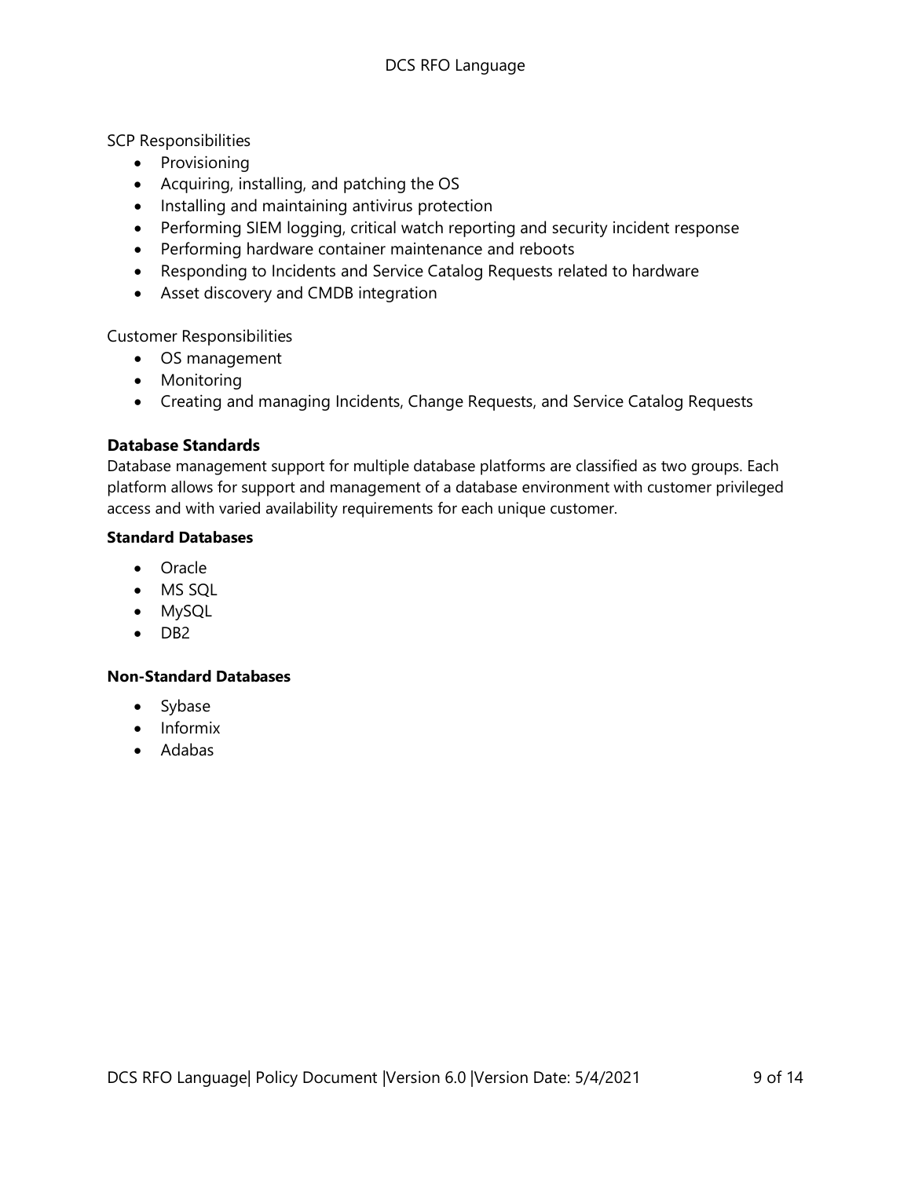SCP Responsibilities

- Provisioning
- Acquiring, installing, and patching the OS
- Installing and maintaining antivirus protection
- Performing SIEM logging, critical watch reporting and security incident response
- Performing hardware container maintenance and reboots
- Responding to Incidents and Service Catalog Requests related to hardware
- Asset discovery and CMDB integration

Customer Responsibilities

- OS management
- Monitoring
- Creating and managing Incidents, Change Requests, and Service Catalog Requests

**Database Standards**

Database management support for multiple database platforms are classified as two groups. Each platform allows for support and management of a database environment with customer privileged access and with varied availability requirements for each unique customer.

**Standard Databases**

- Oracle
- MS SQL
- MySQL
- DB2

**Non-Standard Databases**

- Sybase
- Informix
- Adabas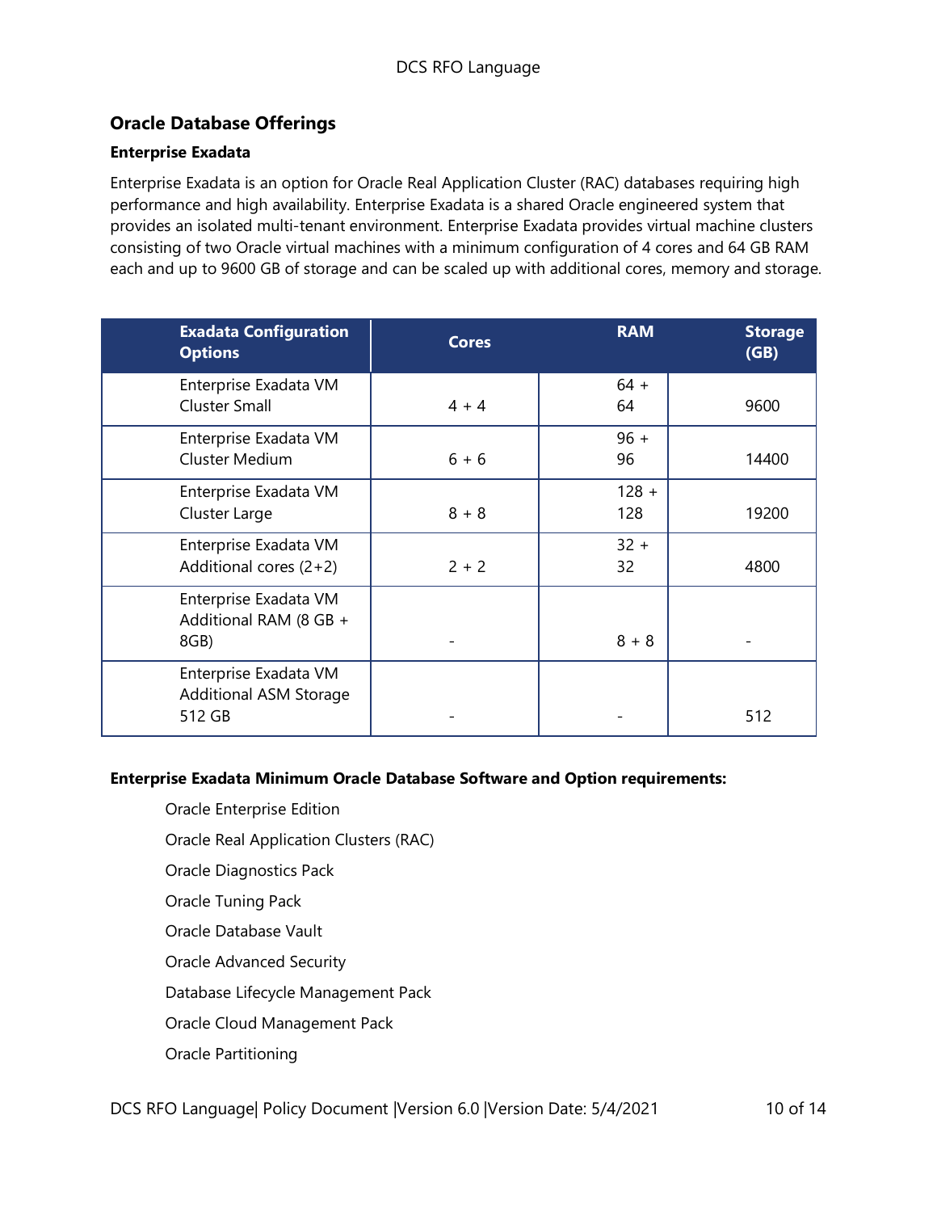## Oracle Database Offerings

### Enterprise Exadata

Enterprise Exadata is an option for Oracle Real Application Cluster (RAC) databases requiring high performance and high availability. Enterprise Exadata is a shared Oracle engineered system that provides an isolated multi-tenant environment. Enterprise Exadata provides virtual machine clusters consisting of two Oracle virtual machines with a minimum configuration of 4 cores and 64 GB RAM each and up to 9600 GB of storage and can be scaled up with additional cores, memory and storage.

| Exadata Configuration Options | Cores | RAM | Storage (GB) |
|---|---|---|---|
| Enterprise Exadata VM Cluster Small | 4 + 4 | 64 + 64 | 9600 |
| Enterprise Exadata VM Cluster Medium | 6 + 6 | 96 + 96 | 14400 |
| Enterprise Exadata VM Cluster Large | 8 + 8 | 128 + 128 | 19200 |
| Enterprise Exadata VM Additional cores (2+2) | 2 + 2 | 32 + 32 | 4800 |
| Enterprise Exadata VM Additional RAM (8 GB + 8GB) | - | 8 + 8 | - |
| Enterprise Exadata VM Additional ASM Storage 512 GB | - | - | 512 |

**Enterprise Exadata Minimum Oracle Database Software and Option requirements:**

- Oracle Enterprise Edition
- Oracle Real Application Clusters (RAC)
- Oracle Diagnostics Pack
- Oracle Tuning Pack
- Oracle Database Vault
- Oracle Advanced Security
- Database Lifecycle Management Pack
- Oracle Cloud Management Pack
- Oracle Partitioning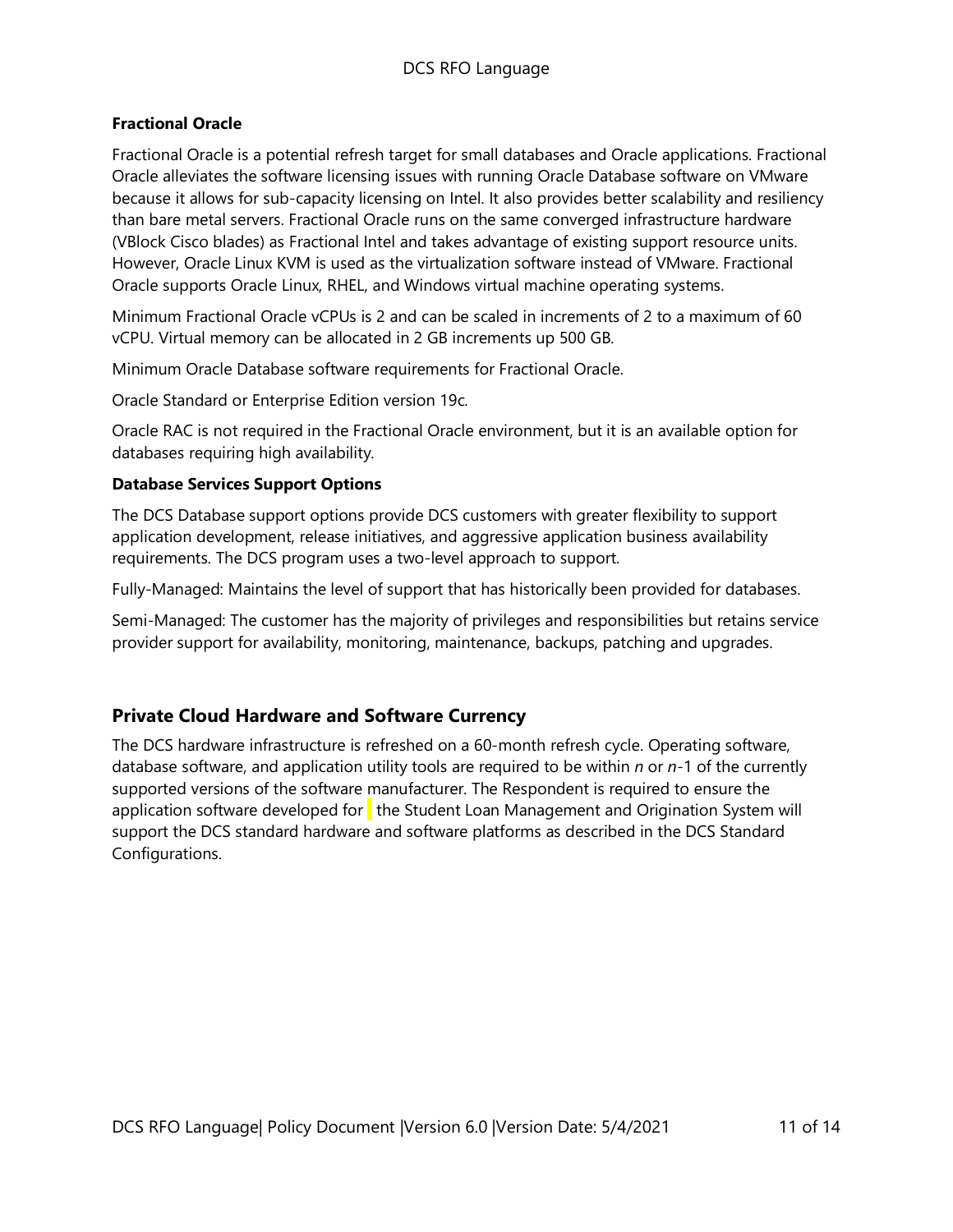**Fractional Oracle**

Fractional Oracle is a potential refresh target for small databases and Oracle applications. Fractional Oracle alleviates the software licensing issues with running Oracle Database software on VMware because it allows for sub-capacity licensing on Intel. It also provides better scalability and resiliency than bare metal servers. Fractional Oracle runs on the same converged infrastructure hardware (VBlock Cisco blades) as Fractional Intel and takes advantage of existing support resource units. However, Oracle Linux KVM is used as the virtualization software instead of VMware. Fractional Oracle supports Oracle Linux, RHEL, and Windows virtual machine operating systems.

Minimum Fractional Oracle vCPUs is 2 and can be scaled in increments of 2 to a maximum of 60 vCPU. Virtual memory can be allocated in 2 GB increments up 500 GB.

Minimum Oracle Database software requirements for Fractional Oracle.

Oracle Standard or Enterprise Edition version 19c.

Oracle RAC is not required in the Fractional Oracle environment, but it is an available option for databases requiring high availability.

**Database Services Support Options**

The DCS Database support options provide DCS customers with greater flexibility to support application development, release initiatives, and aggressive application business availability requirements. The DCS program uses a two-level approach to support.

Fully-Managed: Maintains the level of support that has historically been provided for databases.

Semi-Managed: The customer has the majority of privileges and responsibilities but retains service provider support for availability, monitoring, maintenance, backups, patching and upgrades.

## Private Cloud Hardware and Software Currency

The DCS hardware infrastructure is refreshed on a 60-month refresh cycle. Operating software, database software, and application utility tools are required to be within *n* or *n*-1 of the currently supported versions of the software manufacturer. The Respondent is required to ensure the application software developed for the Student Loan Management and Origination System will support the DCS standard hardware and software platforms as described in the DCS Standard Configurations.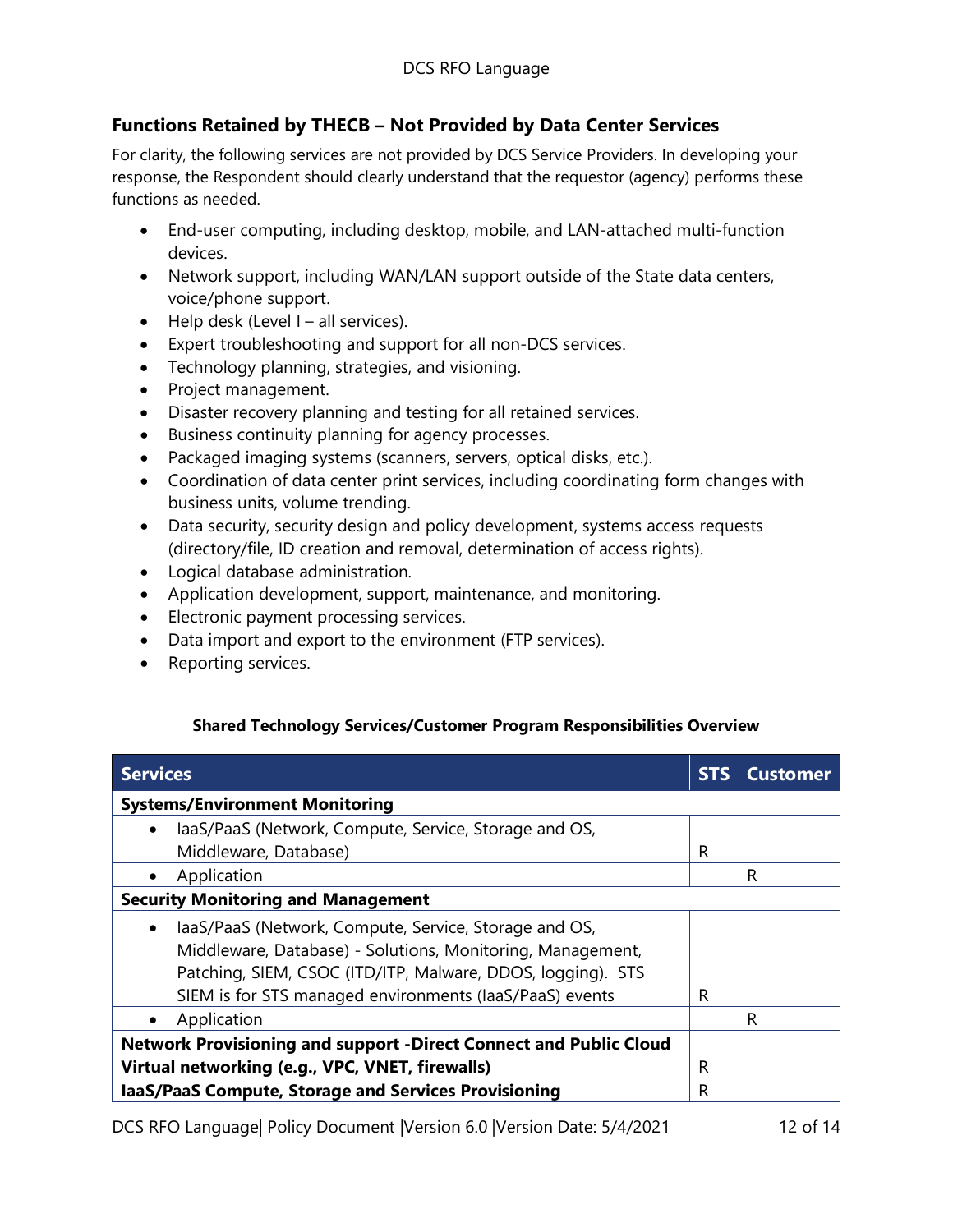## Functions Retained by THECB – Not Provided by Data Center Services

For clarity, the following services are not provided by DCS Service Providers. In developing your response, the Respondent should clearly understand that the requestor (agency) performs these functions as needed.

- End-user computing, including desktop, mobile, and LAN-attached multi-function devices.
- Network support, including WAN/LAN support outside of the State data centers, voice/phone support.
- Help desk (Level I – all services).
- Expert troubleshooting and support for all non-DCS services.
- Technology planning, strategies, and visioning.
- Project management.
- Disaster recovery planning and testing for all retained services.
- Business continuity planning for agency processes.
- Packaged imaging systems (scanners, servers, optical disks, etc.).
- Coordination of data center print services, including coordinating form changes with business units, volume trending.
- Data security, security design and policy development, systems access requests (directory/file, ID creation and removal, determination of access rights).
- Logical database administration.
- Application development, support, maintenance, and monitoring.
- Electronic payment processing services.
- Data import and export to the environment (FTP services).
- Reporting services.

**Shared Technology Services/Customer Program Responsibilities Overview**

| Services | STS | Customer |
|---|---|---|
| **Systems/Environment Monitoring** | | |
| • IaaS/PaaS (Network, Compute, Service, Storage and OS, Middleware, Database) | R | |
| • Application | | R |
| **Security Monitoring and Management** | | |
| • IaaS/PaaS (Network, Compute, Service, Storage and OS, Middleware, Database) - Solutions, Monitoring, Management, Patching, SIEM, CSOC (ITD/ITP, Malware, DDOS, logging). STS SIEM is for STS managed environments (IaaS/PaaS) events | R | |
| • Application | | R |
| **Network Provisioning and support -Direct Connect and Public Cloud Virtual networking (e.g., VPC, VNET, firewalls)** | R | |
| **IaaS/PaaS Compute, Storage and Services Provisioning** | R | |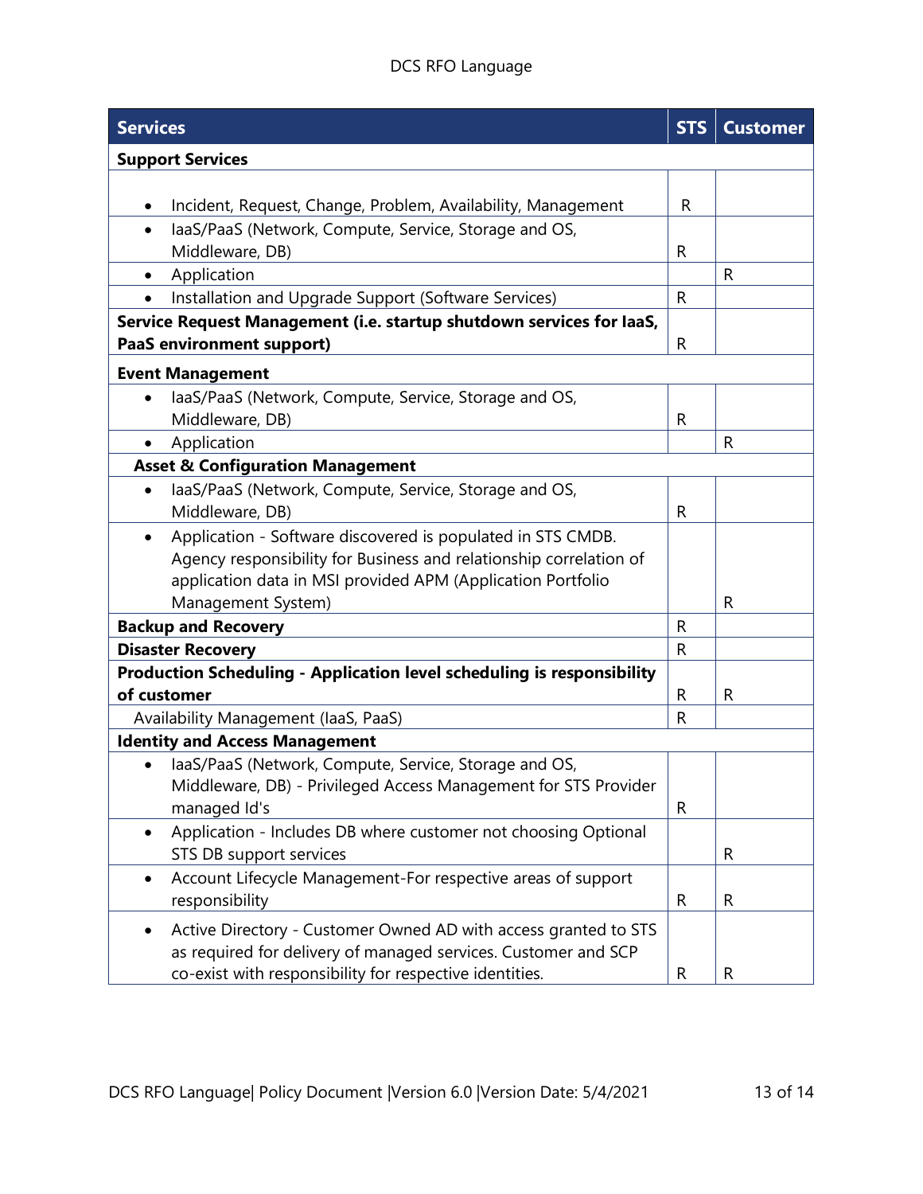| Services | STS | Customer |
|---|---|---|
| **Support Services** | | |
| • Incident, Request, Change, Problem, Availability, Management | R | |
| • IaaS/PaaS (Network, Compute, Service, Storage and OS, Middleware, DB) | R | |
| • Application | | R |
| • Installation and Upgrade Support (Software Services) | R | |
| **Service Request Management (i.e. startup shutdown services for IaaS, PaaS environment support)** | R | |
| **Event Management** | | |
| • IaaS/PaaS (Network, Compute, Service, Storage and OS, Middleware, DB) | R | |
| • Application | | R |
| **Asset & Configuration Management** | | |
| • IaaS/PaaS (Network, Compute, Service, Storage and OS, Middleware, DB) | R | |
| • Application - Software discovered is populated in STS CMDB. Agency responsibility for Business and relationship correlation of application data in MSI provided APM (Application Portfolio Management System) | | R |
| **Backup and Recovery** | R | |
| **Disaster Recovery** | R | |
| **Production Scheduling - Application level scheduling is responsibility of customer** | R | R |
| Availability Management (IaaS, PaaS) | R | |
| **Identity and Access Management** | | |
| • IaaS/PaaS (Network, Compute, Service, Storage and OS, Middleware, DB) - Privileged Access Management for STS Provider managed Id's | R | |
| • Application - Includes DB where customer not choosing Optional STS DB support services | | R |
| • Account Lifecycle Management-For respective areas of support responsibility | R | R |
| • Active Directory - Customer Owned AD with access granted to STS as required for delivery of managed services. Customer and SCP co-exist with responsibility for respective identities. | R | R |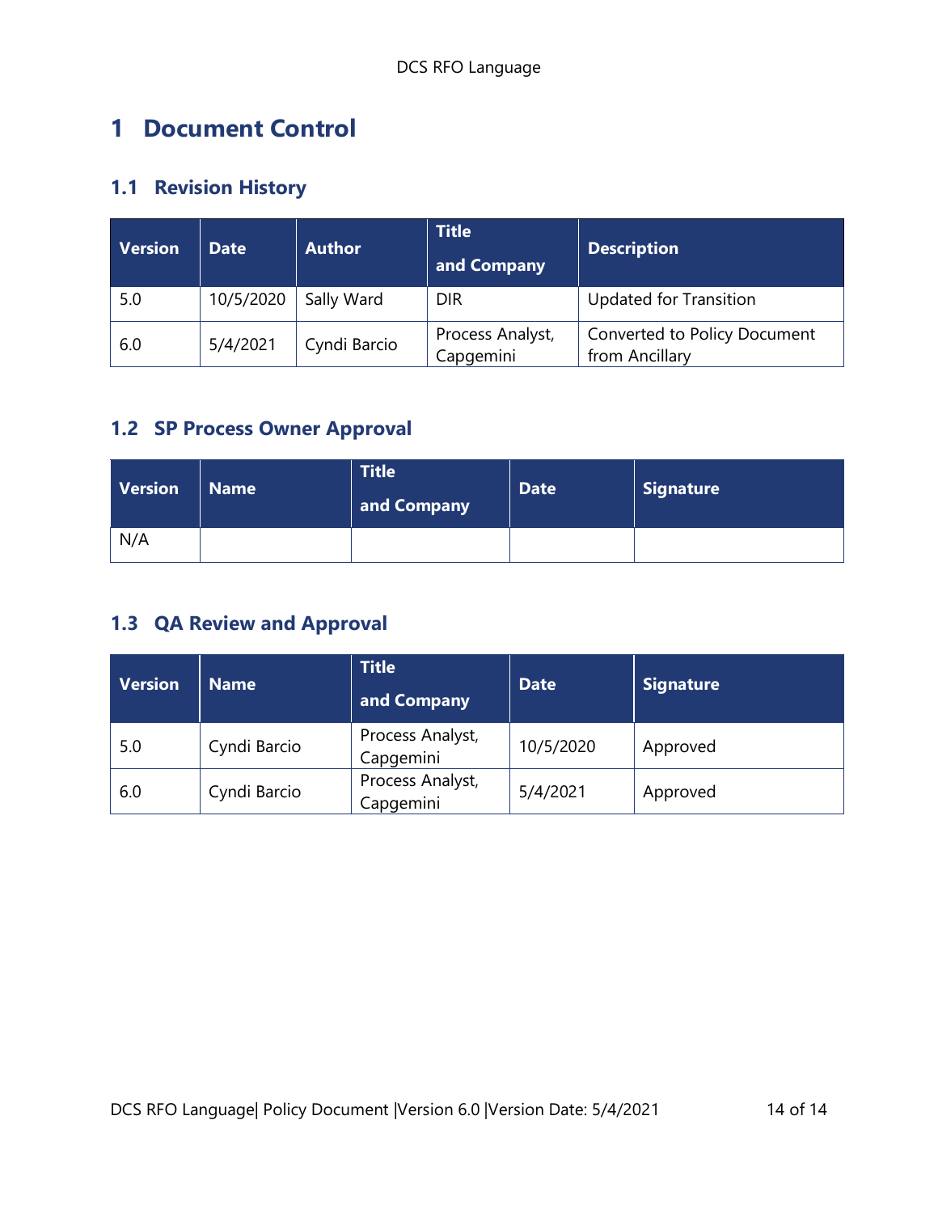# 1 Document Control

## 1.1 Revision History

| Version | Date | Author | Title and Company | Description |
|---|---|---|---|---|
| 5.0 | 10/5/2020 | Sally Ward | DIR | Updated for Transition |
| 6.0 | 5/4/2021 | Cyndi Barcio | Process Analyst, Capgemini | Converted to Policy Document from Ancillary |

## 1.2 SP Process Owner Approval

| Version | Name | Title and Company | Date | Signature |
|---|---|---|---|---|
| N/A | | | | |

## 1.3 QA Review and Approval

| Version | Name | Title and Company | Date | Signature |
|---|---|---|---|---|
| 5.0 | Cyndi Barcio | Process Analyst, Capgemini | 10/5/2020 | Approved |
| 6.0 | Cyndi Barcio | Process Analyst, Capgemini | 5/4/2021 | Approved |